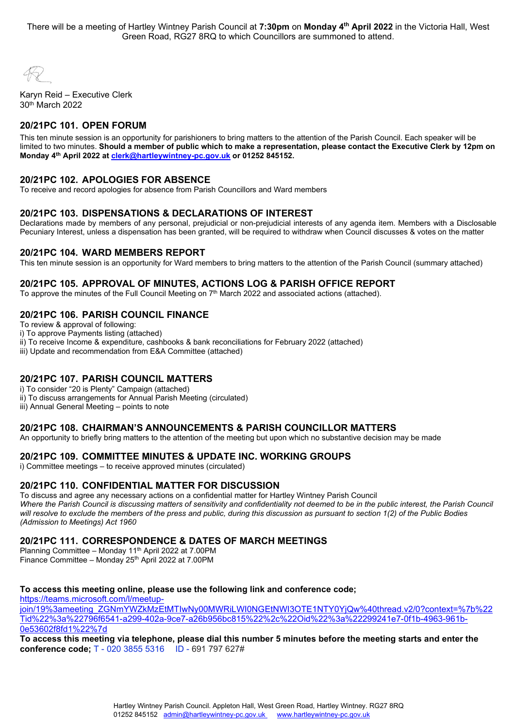There will be a meeting of Hartley Wintney Parish Council at **7:30pm** on **Monday 4th April 2022** in the Victoria Hall, West Green Road, RG27 8RQ to which Councillors are summoned to attend.

Karyn Reid – Executive Clerk
30th March 2022

## 20/21PC 101. OPEN FORUM

This ten minute session is an opportunity for parishioners to bring matters to the attention of the Parish Council. Each speaker will be limited to two minutes. **Should a member of public which to make a representation, please contact the Executive Clerk by 12pm on Monday 4th April 2022 at clerk@hartleywintney-pc.gov.uk or 01252 845152.**

## 20/21PC 102. APOLOGIES FOR ABSENCE

To receive and record apologies for absence from Parish Councillors and Ward members

## 20/21PC 103. DISPENSATIONS & DECLARATIONS OF INTEREST

Declarations made by members of any personal, prejudicial or non-prejudicial interests of any agenda item. Members with a Disclosable Pecuniary Interest, unless a dispensation has been granted, will be required to withdraw when Council discusses & votes on the matter

## 20/21PC 104. WARD MEMBERS REPORT

This ten minute session is an opportunity for Ward members to bring matters to the attention of the Parish Council (summary attached)

## 20/21PC 105. APPROVAL OF MINUTES, ACTIONS LOG & PARISH OFFICE REPORT

To approve the minutes of the Full Council Meeting on 7th March 2022 and associated actions (attached).

## 20/21PC 106. PARISH COUNCIL FINANCE

To review & approval of following:
i) To approve Payments listing (attached)
ii) To receive Income & expenditure, cashbooks & bank reconciliations for February 2022 (attached)
iii) Update and recommendation from E&A Committee (attached)

## 20/21PC 107. PARISH COUNCIL MATTERS

i) To consider "20 is Plenty" Campaign (attached)
ii) To discuss arrangements for Annual Parish Meeting (circulated)
iii) Annual General Meeting – points to note

## 20/21PC 108. CHAIRMAN'S ANNOUNCEMENTS & PARISH COUNCILLOR MATTERS

An opportunity to briefly bring matters to the attention of the meeting but upon which no substantive decision may be made

## 20/21PC 109. COMMITTEE MINUTES & UPDATE INC. WORKING GROUPS

i) Committee meetings – to receive approved minutes (circulated)

## 20/21PC 110. CONFIDENTIAL MATTER FOR DISCUSSION

To discuss and agree any necessary actions on a confidential matter for Hartley Wintney Parish Council
*Where the Parish Council is discussing matters of sensitivity and confidentiality not deemed to be in the public interest, the Parish Council will resolve to exclude the members of the press and public, during this discussion as pursuant to section 1(2) of the Public Bodies (Admission to Meetings) Act 1960*

## 20/21PC 111. CORRESPONDENCE & DATES OF MARCH MEETINGS

Planning Committee – Monday 11th April 2022 at 7.00PM
Finance Committee – Monday 25th April 2022 at 7.00PM

**To access this meeting online, please use the following link and conference code;**
https://teams.microsoft.com/l/meetup-join/19%3ameeting_ZGNmYWZkMzEtMTIwNy00MWRiLWI0NGEtNWI3OTE1NTY0YjQw%40thread.v2/0?context=%7b%22Tid%22%3a%22796f6541-a299-402a-9ce7-a26b956bc815%22%2c%22Oid%22%3a%22299241e7-0f1b-4963-961b-0e53602f8fd1%22%7d

**To access this meeting via telephone, please dial this number 5 minutes before the meeting starts and enter the conference code;** T - 020 3855 5316 ID - 691 797 627#

Hartley Wintney Parish Council. Appleton Hall, West Green Road, Hartley Wintney. RG27 8RQ
01252 845152 admin@hartleywintney-pc.gov.uk www.hartleywintney-pc.gov.uk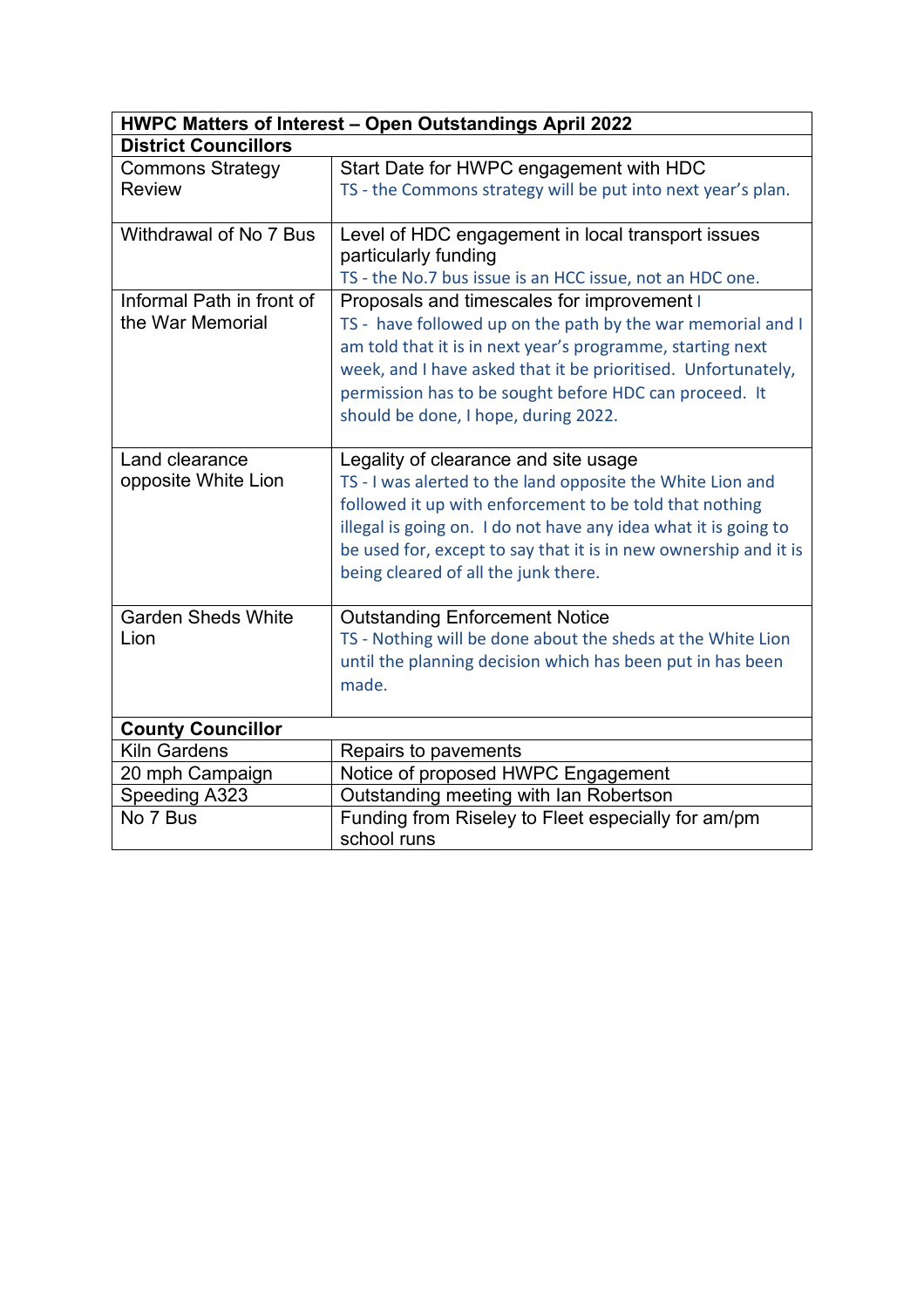| HWPC Matters of Interest – Open Outstandings April 2022 | |
|---|---|
| **District Councillors** | |
| Commons Strategy Review | Start Date for HWPC engagement with HDC<br>TS - the Commons strategy will be put into next year's plan. |
| Withdrawal of No 7 Bus | Level of HDC engagement in local transport issues particularly funding<br>TS - the No.7 bus issue is an HCC issue, not an HDC one. |
| Informal Path in front of the War Memorial | Proposals and timescales for improvement I<br>TS - have followed up on the path by the war memorial and I am told that it is in next year's programme, starting next week, and I have asked that it be prioritised. Unfortunately, permission has to be sought before HDC can proceed. It should be done, I hope, during 2022. |
| Land clearance opposite White Lion | Legality of clearance and site usage<br>TS - I was alerted to the land opposite the White Lion and followed it up with enforcement to be told that nothing illegal is going on. I do not have any idea what it is going to be used for, except to say that it is in new ownership and it is being cleared of all the junk there. |
| Garden Sheds White Lion | Outstanding Enforcement Notice<br>TS - Nothing will be done about the sheds at the White Lion until the planning decision which has been put in has been made. |
| **County Councillor** | |
| Kiln Gardens | Repairs to pavements |
| 20 mph Campaign | Notice of proposed HWPC Engagement |
| Speeding A323 | Outstanding meeting with Ian Robertson |
| No 7 Bus | Funding from Riseley to Fleet especially for am/pm school runs |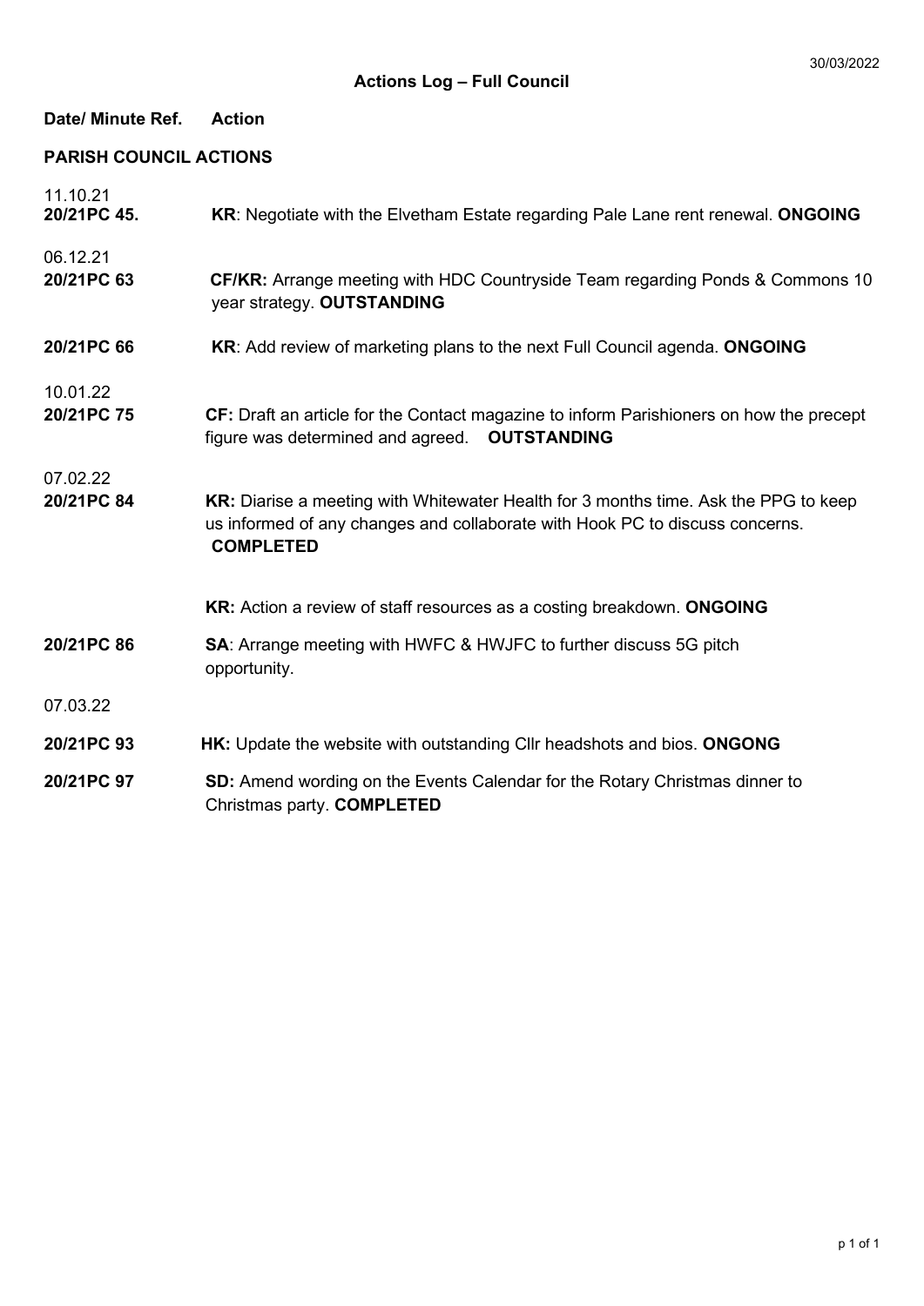30/03/2022

# Actions Log – Full Council

| Date/ Minute Ref. | Action |
|---|---|
| **PARISH COUNCIL ACTIONS** | |
| 11.10.21 | |
| **20/21PC 45.** | **KR**: Negotiate with the Elvetham Estate regarding Pale Lane rent renewal. **ONGOING** |
| 06.12.21 | |
| **20/21PC 63** | **CF/KR:** Arrange meeting with HDC Countryside Team regarding Ponds & Commons 10 year strategy. **OUTSTANDING** |
| **20/21PC 66** | **KR**: Add review of marketing plans to the next Full Council agenda. **ONGOING** |
| 10.01.22 | |
| **20/21PC 75** | **CF:** Draft an article for the Contact magazine to inform Parishioners on how the precept figure was determined and agreed. **OUTSTANDING** |
| 07.02.22 | |
| **20/21PC 84** | **KR:** Diarise a meeting with Whitewater Health for 3 months time. Ask the PPG to keep us informed of any changes and collaborate with Hook PC to discuss concerns. **COMPLETED** |
| | **KR:** Action a review of staff resources as a costing breakdown. **ONGOING** |
| **20/21PC 86** | **SA**: Arrange meeting with HWFC & HWJFC to further discuss 5G pitch opportunity. |
| 07.03.22 | |
| **20/21PC 93** | **HK:** Update the website with outstanding Cllr headshots and bios. **ONGONG** |
| **20/21PC 97** | **SD:** Amend wording on the Events Calendar for the Rotary Christmas dinner to Christmas party. **COMPLETED** |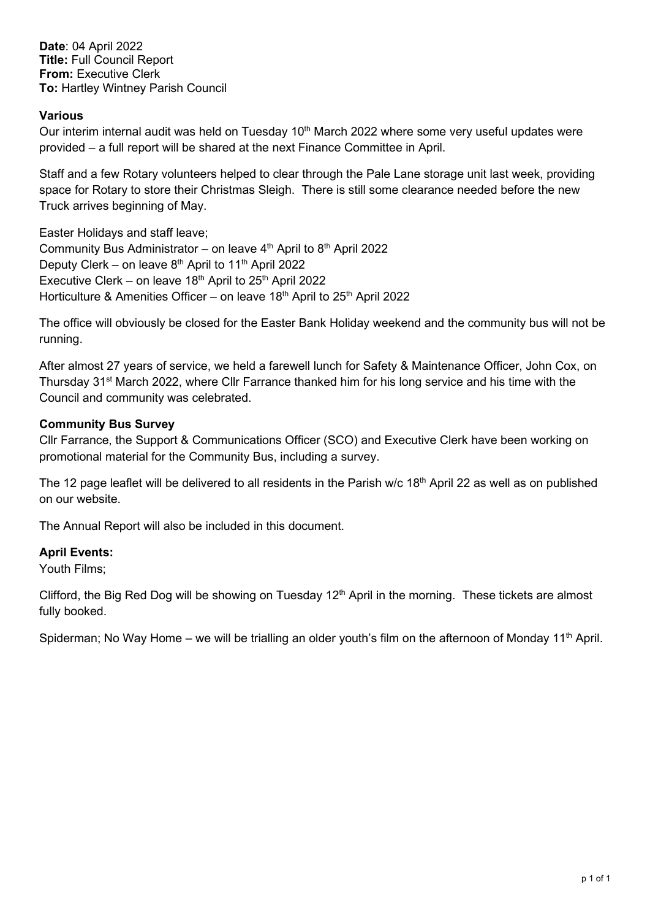**Date**: 04 April 2022
**Title:** Full Council Report
**From:** Executive Clerk
**To:** Hartley Wintney Parish Council

**Various**

Our interim internal audit was held on Tuesday 10th March 2022 where some very useful updates were provided – a full report will be shared at the next Finance Committee in April.

Staff and a few Rotary volunteers helped to clear through the Pale Lane storage unit last week, providing space for Rotary to store their Christmas Sleigh. There is still some clearance needed before the new Truck arrives beginning of May.

Easter Holidays and staff leave;
Community Bus Administrator – on leave 4th April to 8th April 2022
Deputy Clerk – on leave 8th April to 11th April 2022
Executive Clerk – on leave 18th April to 25th April 2022
Horticulture & Amenities Officer – on leave 18th April to 25th April 2022

The office will obviously be closed for the Easter Bank Holiday weekend and the community bus will not be running.

After almost 27 years of service, we held a farewell lunch for Safety & Maintenance Officer, John Cox, on Thursday 31st March 2022, where Cllr Farrance thanked him for his long service and his time with the Council and community was celebrated.

**Community Bus Survey**

Cllr Farrance, the Support & Communications Officer (SCO) and Executive Clerk have been working on promotional material for the Community Bus, including a survey.

The 12 page leaflet will be delivered to all residents in the Parish w/c 18th April 22 as well as on published on our website.

The Annual Report will also be included in this document.

**April Events:**

Youth Films;

Clifford, the Big Red Dog will be showing on Tuesday 12th April in the morning. These tickets are almost fully booked.

Spiderman; No Way Home – we will be trialling an older youth's film on the afternoon of Monday 11th April.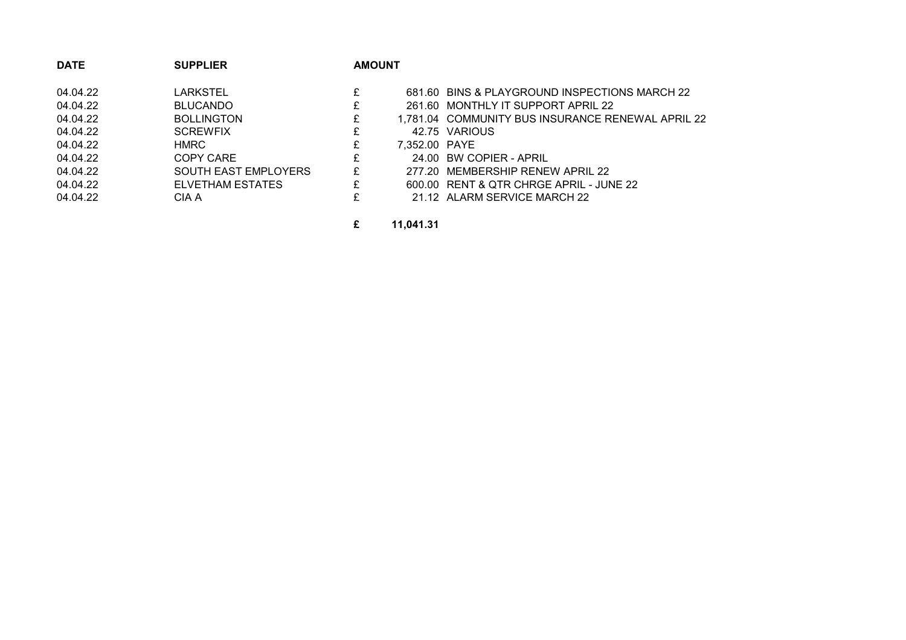| DATE | SUPPLIER | AMOUNT | | |
|---|---|---|---|---|
| 04.04.22 | LARKSTEL | £ | 681.60 | BINS & PLAYGROUND INSPECTIONS MARCH 22 |
| 04.04.22 | BLUCANDO | £ | 261.60 | MONTHLY IT SUPPORT APRIL 22 |
| 04.04.22 | BOLLINGTON | £ | 1,781.04 | COMMUNITY BUS INSURANCE RENEWAL APRIL 22 |
| 04.04.22 | SCREWFIX | £ | 42.75 | VARIOUS |
| 04.04.22 | HMRC | £ | 7,352.00 | PAYE |
| 04.04.22 | COPY CARE | £ | 24.00 | BW COPIER - APRIL |
| 04.04.22 | SOUTH EAST EMPLOYERS | £ | 277.20 | MEMBERSHIP RENEW APRIL 22 |
| 04.04.22 | ELVETHAM ESTATES | £ | 600.00 | RENT & QTR CHRGE APRIL - JUNE 22 |
| 04.04.22 | CIA A | £ | 21.12 | ALARM SERVICE MARCH 22 |
| | | **£** | **11,041.31** | |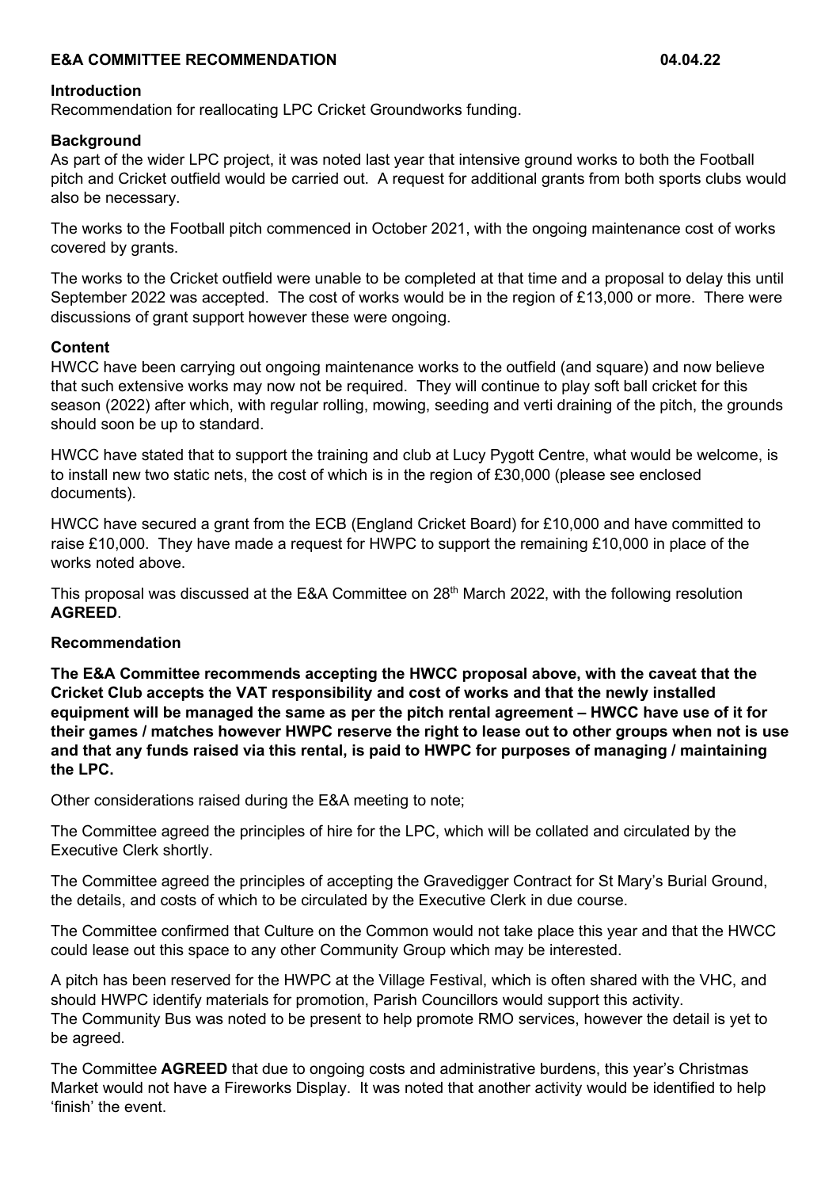**E&A COMMITTEE RECOMMENDATION** **04.04.22**

**Introduction**

Recommendation for reallocating LPC Cricket Groundworks funding.

**Background**

As part of the wider LPC project, it was noted last year that intensive ground works to both the Football pitch and Cricket outfield would be carried out. A request for additional grants from both sports clubs would also be necessary.

The works to the Football pitch commenced in October 2021, with the ongoing maintenance cost of works covered by grants.

The works to the Cricket outfield were unable to be completed at that time and a proposal to delay this until September 2022 was accepted. The cost of works would be in the region of £13,000 or more. There were discussions of grant support however these were ongoing.

**Content**

HWCC have been carrying out ongoing maintenance works to the outfield (and square) and now believe that such extensive works may now not be required. They will continue to play soft ball cricket for this season (2022) after which, with regular rolling, mowing, seeding and verti draining of the pitch, the grounds should soon be up to standard.

HWCC have stated that to support the training and club at Lucy Pygott Centre, what would be welcome, is to install new two static nets, the cost of which is in the region of £30,000 (please see enclosed documents).

HWCC have secured a grant from the ECB (England Cricket Board) for £10,000 and have committed to raise £10,000. They have made a request for HWPC to support the remaining £10,000 in place of the works noted above.

This proposal was discussed at the E&A Committee on 28th March 2022, with the following resolution **AGREED**.

**Recommendation**

**The E&A Committee recommends accepting the HWCC proposal above, with the caveat that the Cricket Club accepts the VAT responsibility and cost of works and that the newly installed equipment will be managed the same as per the pitch rental agreement – HWCC have use of it for their games / matches however HWPC reserve the right to lease out to other groups when not is use and that any funds raised via this rental, is paid to HWPC for purposes of managing / maintaining the LPC.**

Other considerations raised during the E&A meeting to note;

The Committee agreed the principles of hire for the LPC, which will be collated and circulated by the Executive Clerk shortly.

The Committee agreed the principles of accepting the Gravedigger Contract for St Mary's Burial Ground, the details, and costs of which to be circulated by the Executive Clerk in due course.

The Committee confirmed that Culture on the Common would not take place this year and that the HWCC could lease out this space to any other Community Group which may be interested.

A pitch has been reserved for the HWPC at the Village Festival, which is often shared with the VHC, and should HWPC identify materials for promotion, Parish Councillors would support this activity.
The Community Bus was noted to be present to help promote RMO services, however the detail is yet to be agreed.

The Committee **AGREED** that due to ongoing costs and administrative burdens, this year's Christmas Market would not have a Fireworks Display. It was noted that another activity would be identified to help 'finish' the event.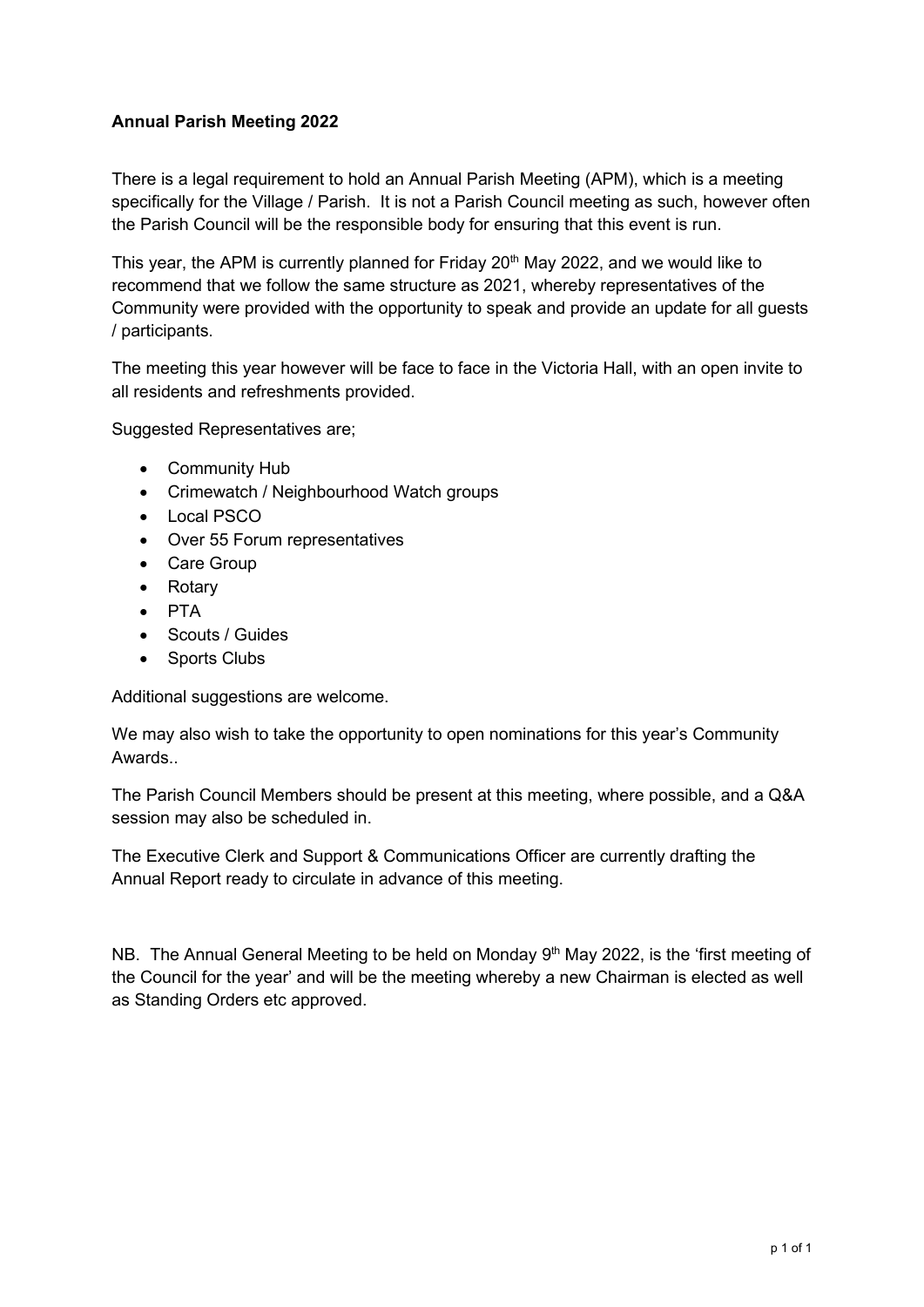**Annual Parish Meeting 2022**

There is a legal requirement to hold an Annual Parish Meeting (APM), which is a meeting specifically for the Village / Parish. It is not a Parish Council meeting as such, however often the Parish Council will be the responsible body for ensuring that this event is run.

This year, the APM is currently planned for Friday 20th May 2022, and we would like to recommend that we follow the same structure as 2021, whereby representatives of the Community were provided with the opportunity to speak and provide an update for all guests / participants.

The meeting this year however will be face to face in the Victoria Hall, with an open invite to all residents and refreshments provided.

Suggested Representatives are;

- Community Hub
- Crimewatch / Neighbourhood Watch groups
- Local PSCO
- Over 55 Forum representatives
- Care Group
- Rotary
- PTA
- Scouts / Guides
- Sports Clubs

Additional suggestions are welcome.

We may also wish to take the opportunity to open nominations for this year's Community Awards..

The Parish Council Members should be present at this meeting, where possible, and a Q&A session may also be scheduled in.

The Executive Clerk and Support & Communications Officer are currently drafting the Annual Report ready to circulate in advance of this meeting.

NB. The Annual General Meeting to be held on Monday 9th May 2022, is the 'first meeting of the Council for the year' and will be the meeting whereby a new Chairman is elected as well as Standing Orders etc approved.